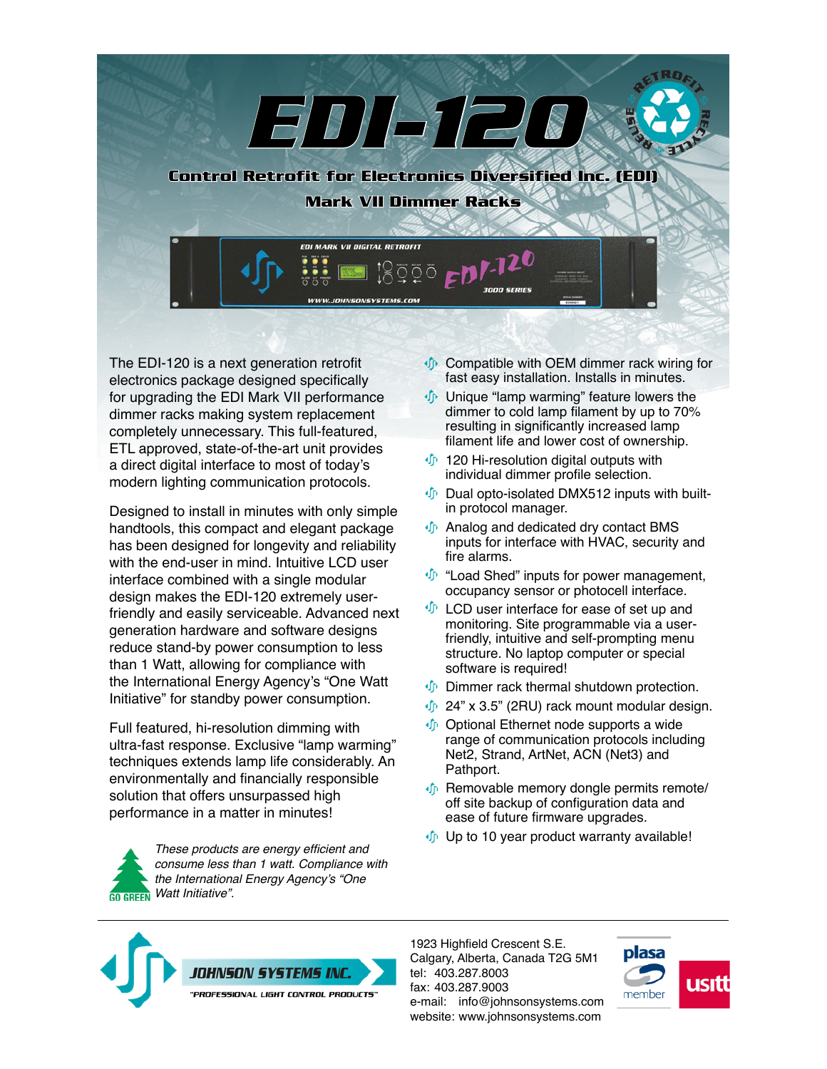# EDI-120

## Control Retrofit for Electronics Diversified Inc. (EDI) Mark VII Dimmer Racks

The EDI-120 is a next generation retrofit electronics package designed specifically for upgrading the EDI Mark VII performance dimmer racks making system replacement completely unnecessary. This full-featured, ETL approved, state-of-the-art unit provides a direct digital interface to most of today's modern lighting communication protocols.

Designed to install in minutes with only simple handtools, this compact and elegant package has been designed for longevity and reliability with the end-user in mind. Intuitive LCD user interface combined with a single modular design makes the EDI-120 extremely user-friendly and easily serviceable. Advanced next generation hardware and software designs reduce stand-by power consumption to less than 1 Watt, allowing for compliance with the International Energy Agency's "One Watt Initiative" for standby power consumption.

Full featured, hi-resolution dimming with ultra-fast response. Exclusive "lamp warming" techniques extends lamp life considerably. An environmentally and financially responsible solution that offers unsurpassed high performance in a matter in minutes!

*These products are energy efficient and consume less than 1 watt. Compliance with the International Energy Agency's "One Watt Initiative".*

- Compatible with OEM dimmer rack wiring for fast easy installation. Installs in minutes.
- Unique "lamp warming" feature lowers the dimmer to cold lamp filament by up to 70% resulting in significantly increased lamp filament life and lower cost of ownership.
- 120 Hi-resolution digital outputs with individual dimmer profile selection.
- Dual opto-isolated DMX512 inputs with built-in protocol manager.
- Analog and dedicated dry contact BMS inputs for interface with HVAC, security and fire alarms.
- "Load Shed" inputs for power management, occupancy sensor or photocell interface.
- LCD user interface for ease of set up and monitoring. Site programmable via a user-friendly, intuitive and self-prompting menu structure. No laptop computer or special software is required!
- Dimmer rack thermal shutdown protection.
- 24" x 3.5" (2RU) rack mount modular design.
- Optional Ethernet node supports a wide range of communication protocols including Net2, Strand, ArtNet, ACN (Net3) and Pathport.
- Removable memory dongle permits remote/off site backup of configuration data and ease of future firmware upgrades.
- Up to 10 year product warranty available!

**JOHNSON SYSTEMS INC.**
"PROFESSIONAL LIGHT CONTROL PRODUCTS"

1923 Highfield Crescent S.E.
Calgary, Alberta, Canada T2G 5M1
tel: 403.287.8003
fax: 403.287.9003
e-mail: info@johnsonsystems.com
website: www.johnsonsystems.com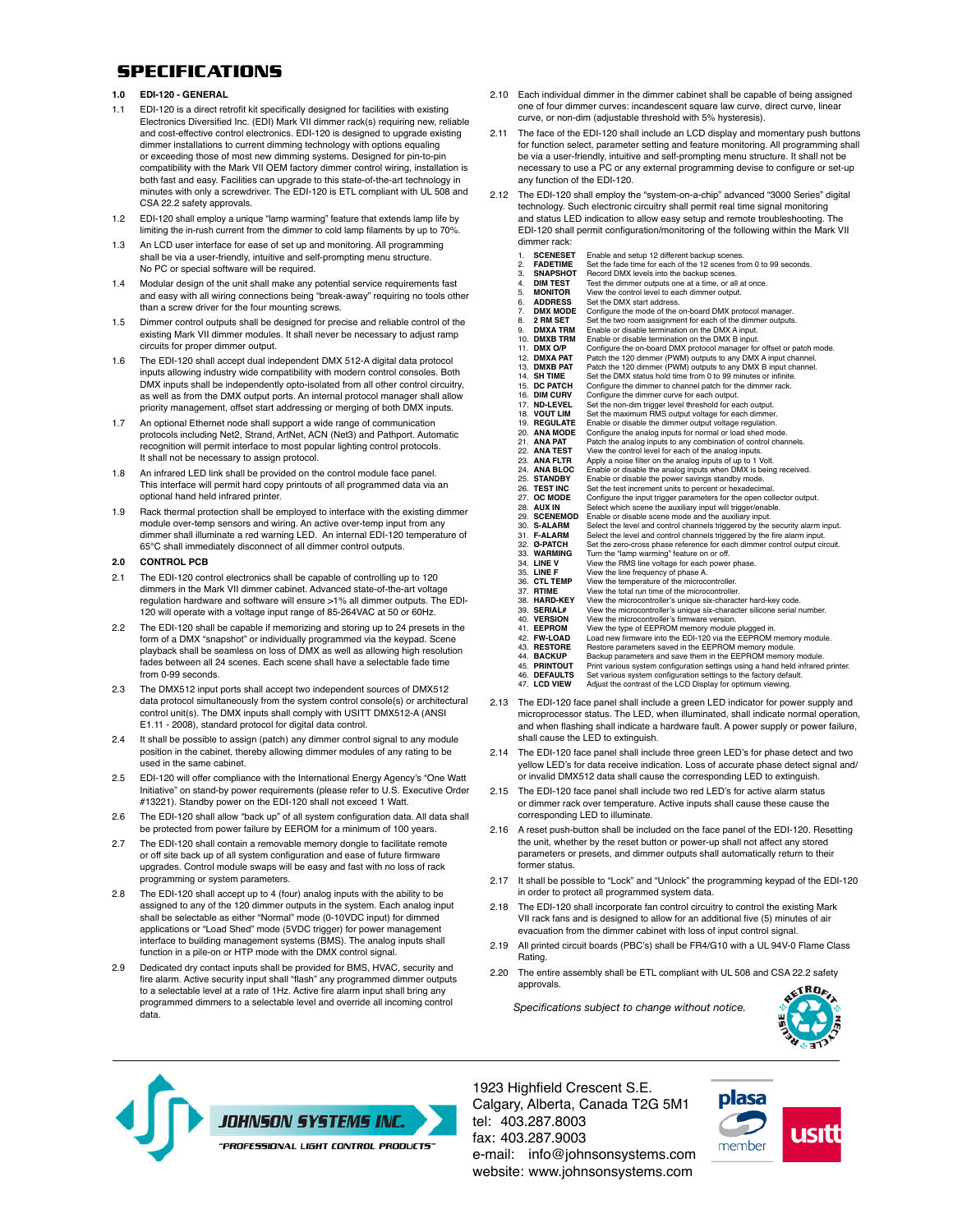# SPECIFICATIONS

**1.0 EDI-120 - GENERAL**

1.1 EDI-120 is a direct retrofit kit specifically designed for facilities with existing Electronics Diversified Inc. (EDI) Mark VII dimmer rack(s) requiring new, reliable and cost-effective control electronics. EDI-120 is designed to upgrade existing dimmer installations to current dimming technology with options equaling or exceeding those of most new dimming systems. Designed for pin-to-pin compatibility with the Mark VII OEM factory dimmer control wiring, installation is both fast and easy. Facilities can upgrade to this state-of-the-art technology in minutes with only a screwdriver. The EDI-120 is ETL compliant with UL 508 and CSA 22.2 safety approvals.

1.2 EDI-120 shall employ a unique "lamp warming" feature that extends lamp life by limiting the in-rush current from the dimmer to cold lamp filaments by up to 70%.

1.3 An LCD user interface for ease of set up and monitoring. All programming shall be via a user-friendly, intuitive and self-prompting menu structure. No PC or special software will be required.

1.4 Modular design of the unit shall make any potential service requirements fast and easy with all wiring connections being "break-away" requiring no tools other than a screw driver for the four mounting screws.

1.5 Dimmer control outputs shall be designed for precise and reliable control of the existing Mark VII dimmer modules. It shall never be necessary to adjust ramp circuits for proper dimmer output.

1.6 The EDI-120 shall accept dual independent DMX 512-A digital data protocol inputs allowing industry wide compatibility with modern control consoles. Both DMX inputs shall be independently opto-isolated from all other control circuitry, as well as from the DMX output ports. An internal protocol manager shall allow priority management, offset start addressing or merging of both DMX inputs.

1.7 An optional Ethernet node shall support a wide range of communication protocols including Net2, Strand, ArtNet, ACN (Net3) and Pathport. Automatic recognition will permit interface to most popular lighting control protocols. It shall not be necessary to assign protocol.

1.8 An infrared LED link shall be provided on the control module face panel. This interface will permit hard copy printouts of all programmed data via an optional hand held infrared printer.

1.9 Rack thermal protection shall be employed to interface with the existing dimmer module over-temp sensors and wiring. An active over-temp input from any dimmer shall illuminate a red warning LED. An internal EDI-120 temperature of 65°C shall immediately disconnect of all dimmer control outputs.

**2.0 CONTROL PCB**

2.1 The EDI-120 control electronics shall be capable of controlling up to 120 dimmers in the Mark VII dimmer cabinet. Advanced state-of-the-art voltage regulation hardware and software will ensure >1% all dimmer outputs. The EDI-120 will operate with a voltage input range of 85-264VAC at 50 or 60Hz.

2.2 The EDI-120 shall be capable if memorizing and storing up to 24 presets in the form of a DMX "snapshot" or individually programmed via the keypad. Scene playback shall be seamless on loss of DMX as well as allowing high resolution fades between all 24 scenes. Each scene shall have a selectable fade time from 0-99 seconds.

2.3 The DMX512 input ports shall accept two independent sources of DMX512 data protocol simultaneously from the system control console(s) or architectural control unit(s). The DMX inputs shall comply with USITT DMX512-A (ANSI E1.11 - 2008), standard protocol for digital data control.

2.4 It shall be possible to assign (patch) any dimmer control signal to any module position in the cabinet, thereby allowing dimmer modules of any rating to be used in the same cabinet.

2.5 EDI-120 will offer compliance with the International Energy Agency's "One Watt Initiative" on stand-by power requirements (please refer to U.S. Executive Order #13221). Standby power on the EDI-120 shall not exceed 1 Watt.

2.6 The EDI-120 shall allow "back up" of all system configuration data. All data shall be protected from power failure by EEROM for a minimum of 100 years.

2.7 The EDI-120 shall contain a removable memory dongle to facilitate remote or off site back up of all system configuration and ease of future firmware upgrades. Control module swaps will be easy and fast with no loss of rack programming or system parameters.

2.8 The EDI-120 shall accept up to 4 (four) analog inputs with the ability to be assigned to any of the 120 dimmer outputs in the system. Each analog input shall be selectable as either "Normal" mode (0-10VDC input) for dimmed applications or "Load Shed" mode (5VDC trigger) for power management interface to building management systems (BMS). The analog inputs shall function in a pile-on or HTP mode with the DMX control signal.

2.9 Dedicated dry contact inputs shall be provided for BMS, HVAC, security and fire alarm. Active security input shall "flash" any programmed dimmer outputs to a selectable level at a rate of 1Hz. Active fire alarm input shall bring any programmed dimmers to a selectable level and override all incoming control data.

2.10 Each individual dimmer in the dimmer cabinet shall be capable of being assigned one of four dimmer curves: incandescent square law curve, direct curve, linear curve, or non-dim (adjustable threshold with 5% hysteresis).

2.11 The face of the EDI-120 shall include an LCD display and momentary push buttons for function select, parameter setting and feature monitoring. All programming shall be via a user-friendly, intuitive and self-prompting menu structure. It shall not be necessary to use a PC or any external programming devise to configure or set-up any function of the EDI-120.

2.12 The EDI-120 shall employ the "system-on-a-chip" advanced "3000 Series" digital technology. Such electronic circuitry shall permit real time signal monitoring and status LED indication to allow easy setup and remote troubleshooting. The EDI-120 shall permit configuration/monitoring of the following within the Mark VII dimmer rack:

1. **SCENESET** Enable and setup 12 different backup scenes.
2. **FADETIME** Set the fade time for each of the 12 scenes from 0 to 99 seconds.
3. **SNAPSHOT** Record DMX levels into the backup scenes.
4. **DIM TEST** Test the dimmer outputs one at a time, or all at once.
5. **MONITOR** View the control level to each dimmer output.
6. **ADDRESS** Set the DMX start address.
7. **DMX MODE** Configure the mode of the on-board DMX protocol manager.
8. **2 RM SET** Set the two room assignment for each of the dimmer outputs.
9. **DMXA TRM** Enable or disable termination on the DMX A input.
10. **DMXB TRM** Enable or disable termination on the DMX B input.
11. **DMX O/P** Configure the on-board DMX protocol manager for offset or patch mode.
12. **DMXA PAT** Patch the 120 dimmer (PWM) outputs to any DMX A input channel.
13. **DMXB PAT** Patch the 120 dimmer (PWM) outputs to any DMX B input channel.
14. **SH TIME** Set the DMX status hold time from 0 to 99 minutes or infinite.
15. **DC PATCH** Configure the dimmer to channel patch for the dimmer rack.
16. **DIM CURV** Configure the dimmer curve for each output.
17. **ND-LEVEL** Set the non-dim trigger level threshold for each output.
18. **VOUT LIM** Set the maximum RMS output voltage for each dimmer.
19. **REGULATE** Enable or disable the dimmer output voltage regulation.
20. **ANA MODE** Configure the analog inputs for normal or load shed mode.
21. **ANA PAT** Patch the analog inputs to any combination of control channels.
22. **ANA TEST** View the control level for each of the analog inputs.
23. **ANA FLTR** Apply a noise filter on the analog inputs of up to 1 Volt.
24. **ANA BLOC** Enable or disable the analog inputs when DMX is being received.
25. **STANDBY** Enable or disable the power savings standby mode.
26. **TEST INC** Set the test increment units to percent or hexadecimal.
27. **OC MODE** Configure the input trigger parameters for the open collector output.
28. **AUX IN** Select which scene the auxiliary input will trigger/enable.
29. **SCENEMOD** Enable or disable scene mode and the auxiliary input.
30. **S-ALARM** Select the level and control channels triggered by the security alarm input.
31. **F-ALARM** Select the level and control channels triggered by the fire alarm input.
32. **Ø-PATCH** Set the zero-cross phase reference for each dimmer control output circuit.
33. **WARMING** Turn the "lamp warming" feature on or off.
34. **LINE V** View the RMS line voltage for each power phase.
35. **LINE F** View the line frequency of phase A.
36. **CTL TEMP** View the temperature of the microcontroller.
37. **RTIME** View the total run time of the microcontroller.
38. **HARD-KEY** View the microcontroller's unique six-character hard-key code.
39. **SERIAL#** View the microcontroller's unique six-character silicone serial number.
40. **VERSION** View the microcontroller's firmware version.
41. **EEPROM** View the type of EEPROM memory module plugged in.
42. **FW-LOAD** Load new firmware into the EDI-120 via the EEPROM memory module.
43. **RESTORE** Restore parameters saved in the EEPROM memory module.
44. **BACKUP** Backup parameters and save them in the EEPROM memory module.
45. **PRINTOUT** Print various system configuration settings using a hand held infrared printer.
46. **DEFAULTS** Set various system configuration settings to the factory default.
47. **LCD VIEW** Adjust the contrast of the LCD Display for optimum viewing.

2.13 The EDI-120 face panel shall include a green LED indicator for power supply and microprocessor status. The LED, when illuminated, shall indicate normal operation, and when flashing shall indicate a hardware fault. A power supply or power failure, shall cause the LED to extinguish.

2.14 The EDI-120 face panel shall include three green LED's for phase detect and two yellow LED's for data receive indication. Loss of accurate phase detect signal and/or invalid DMX512 data shall cause the corresponding LED to extinguish.

2.15 The EDI-120 face panel shall include two red LED's for active alarm status or dimmer rack over temperature. Active inputs shall cause these cause the corresponding LED to illuminate.

2.16 A reset push-button shall be included on the face panel of the EDI-120. Resetting the unit, whether by the reset button or power-up shall not affect any stored parameters or presets, and dimmer outputs shall automatically return to their former status.

2.17 It shall be possible to "Lock" and "Unlock" the programming keypad of the EDI-120 in order to protect all programmed system data.

2.18 The EDI-120 shall incorporate fan control circuitry to control the existing Mark VII rack fans and is designed to allow for an additional five (5) minutes of air evacuation from the dimmer cabinet with loss of input control signal.

2.19 All printed circuit boards (PBC's) shall be FR4/G10 with a UL 94V-0 Flame Class Rating.

2.20 The entire assembly shall be ETL compliant with UL 508 and CSA 22.2 safety approvals.

*Specifications subject to change without notice.*

RETROFIT REUSE RECYCLE

JOHNSON SYSTEMS INC.
"PROFESSIONAL LIGHT CONTROL PRODUCTS"

1923 Highfield Crescent S.E.
Calgary, Alberta, Canada T2G 5M1
tel: 403.287.8003
fax: 403.287.9003
e-mail: info@johnsonsystems.com
website: www.johnsonsystems.com

plasa member
usitt